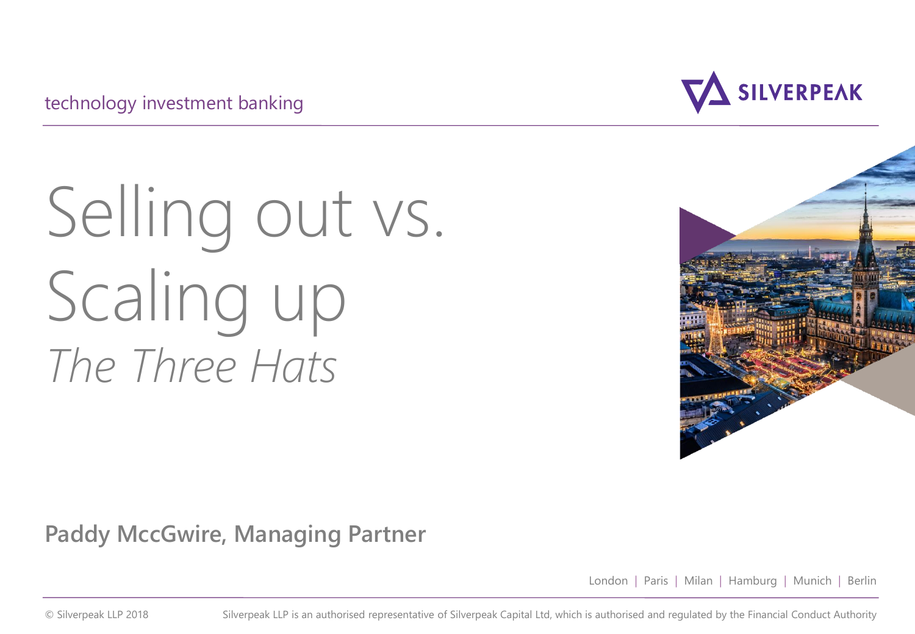technology investment banking

SILVERPEAK

# Selling out vs. Scaling up

## *The Three Hats*

**Paddy McGwire, Managing Partner**

London | Paris | Milan | Hamburg | Munich | Berlin

© Silverpeak LLP 2018

Silverpeak LLP is an authorised representative of Silverpeak Capital Ltd, which is authorised and regulated by the Financial Conduct Authority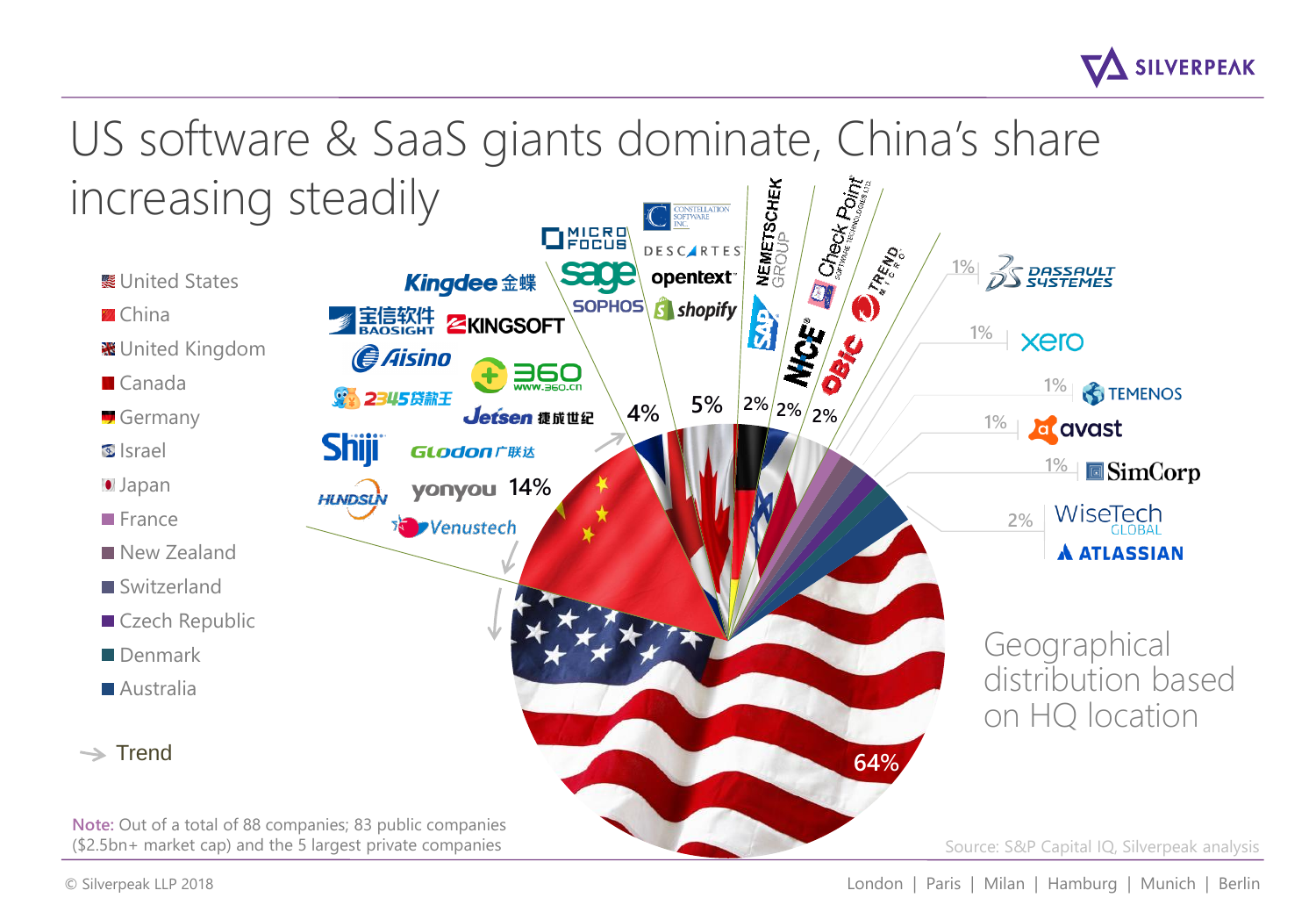# US software & SaaS giants dominate, China's share increasing steadily

- United States
- China
- United Kingdom
- Canada
- Germany
- Israel
- Japan
- France
- New Zealand
- Switzerland
- Czech Republic
- Denmark
- Australia

→ Trend

| Country | Share | Companies |
| --- | --- | --- |
| United States | 64% | |
| China | 14% | Kingdee 金蝶, 宝信软件 BAOSIGHT, KINGSOFT, Aisino, 360, 2345贷款王, Jetsen 捷成世纪, Shiji, Glodon 广联达, Hundsun, yonyou, Venustech |
| United Kingdom | 4% | Micro Focus, sage, SOPHOS |
| Canada | 5% | Constellation Software Inc., Descartes, opentext, shopify |
| Germany | 2% | Nemetschek Group, SAP |
| Israel | 2% | Check Point Software Technologies Ltd., NICE |
| Japan | 2% | Trend Micro, OBIC |
| France | 1% | Dassault Systemes |
| New Zealand | 1% | xero |
| Switzerland | 1% | Temenos |
| Czech Republic | 1% | avast |
| Denmark | 1% | SimCorp |
| Australia | 2% | WiseTech Global, Atlassian |

Geographical distribution based on HQ location

**Note:** Out of a total of 88 companies; 83 public companies ($2.5bn+ market cap) and the 5 largest private companies

Source: S&P Capital IQ, Silverpeak analysis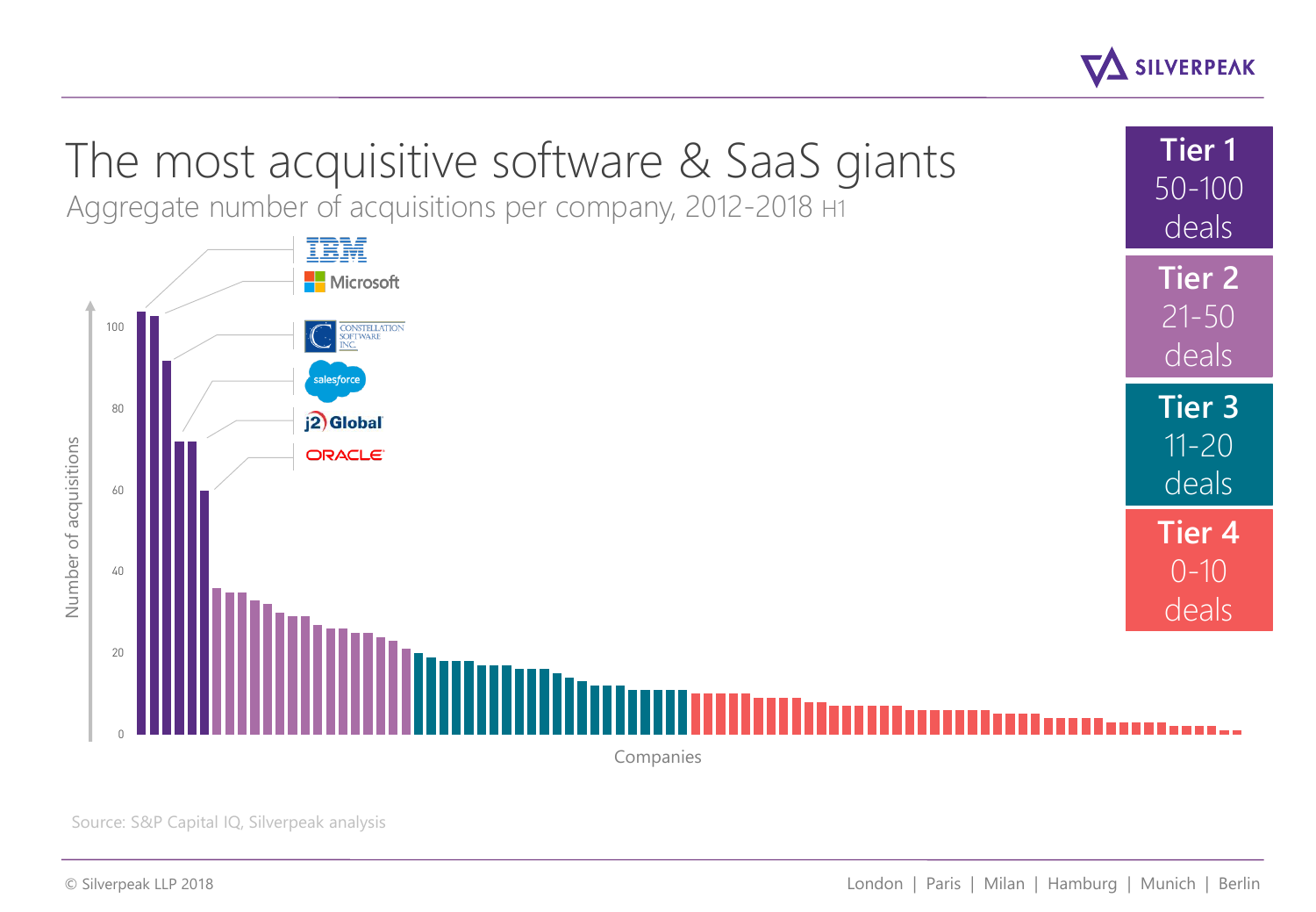# The most acquisitive software & SaaS giants

Aggregate number of acquisitions per company, 2012-2018 H1

| Tier | Deals |
| --- | --- |
| Tier 1 | 50-100 deals |
| Tier 2 | 21-50 deals |
| Tier 3 | 11-20 deals |
| Tier 4 | 0-10 deals |

Number of acquisitions

Companies

IBM, Microsoft, Constellation Software Inc., salesforce, j2 Global, Oracle

Source: S&P Capital IQ, Silverpeak analysis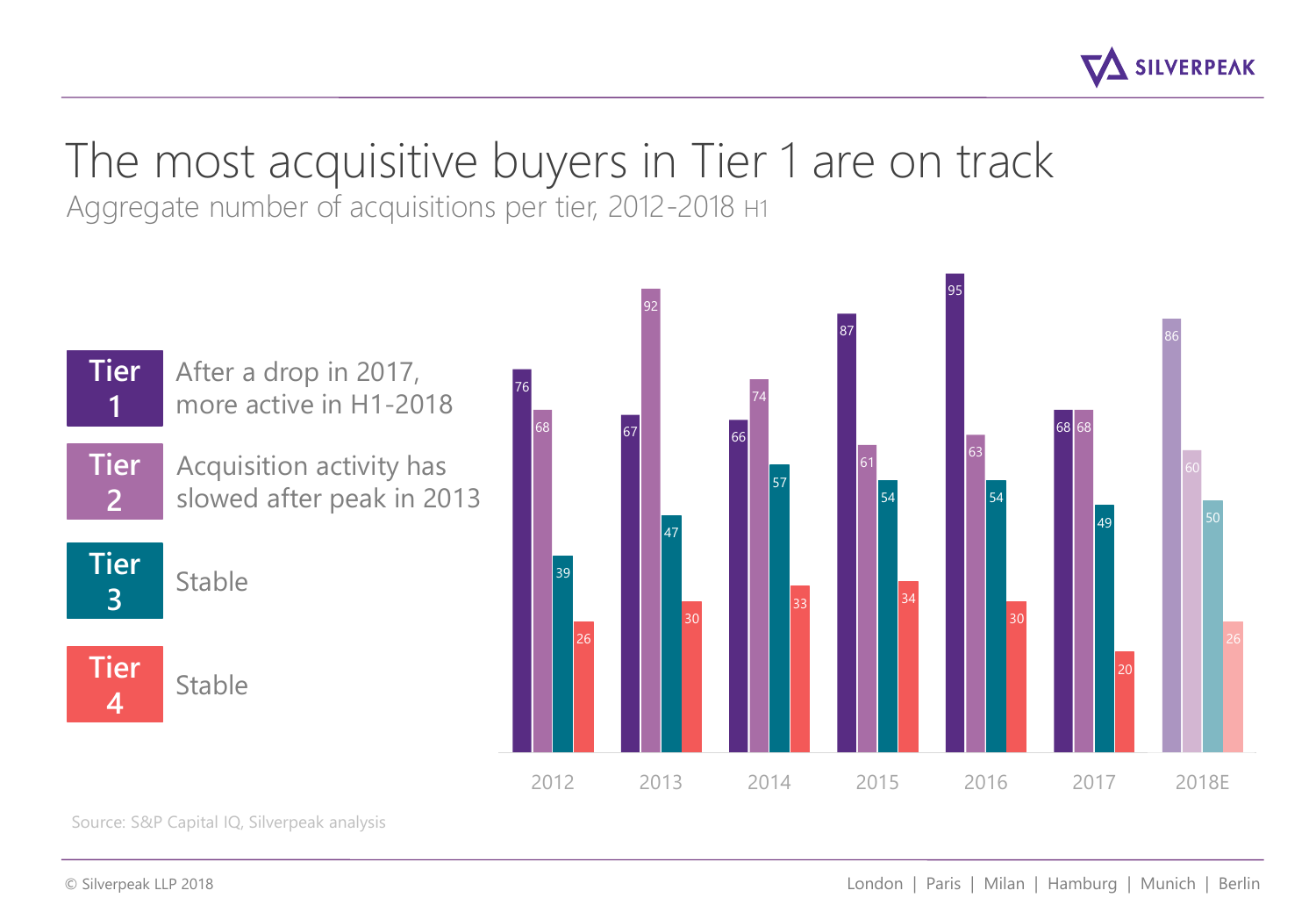# The most acquisitive buyers in Tier 1 are on track

Aggregate number of acquisitions per tier, 2012-2018 H1

| Tier | Comment |
|---|---|
| **Tier 1** | After a drop in 2017, more active in H1-2018 |
| **Tier 2** | Acquisition activity has slowed after peak in 2013 |
| **Tier 3** | Stable |
| **Tier 4** | Stable |

| | 2012 | 2013 | 2014 | 2015 | 2016 | 2017 | 2018E |
|---|---|---|---|---|---|---|---|
| Tier 1 | 76 | 67 | 66 | 87 | 95 | 68 | 86 |
| Tier 2 | 68 | 92 | 74 | 61 | 63 | 68 | 60 |
| Tier 3 | 39 | 47 | 57 | 54 | 54 | 49 | 50 |
| Tier 4 | 26 | 30 | 33 | 34 | 30 | 20 | 26 |

Source: S&P Capital IQ, Silverpeak analysis

© Silverpeak LLP 2018

London | Paris | Milan | Hamburg | Munich | Berlin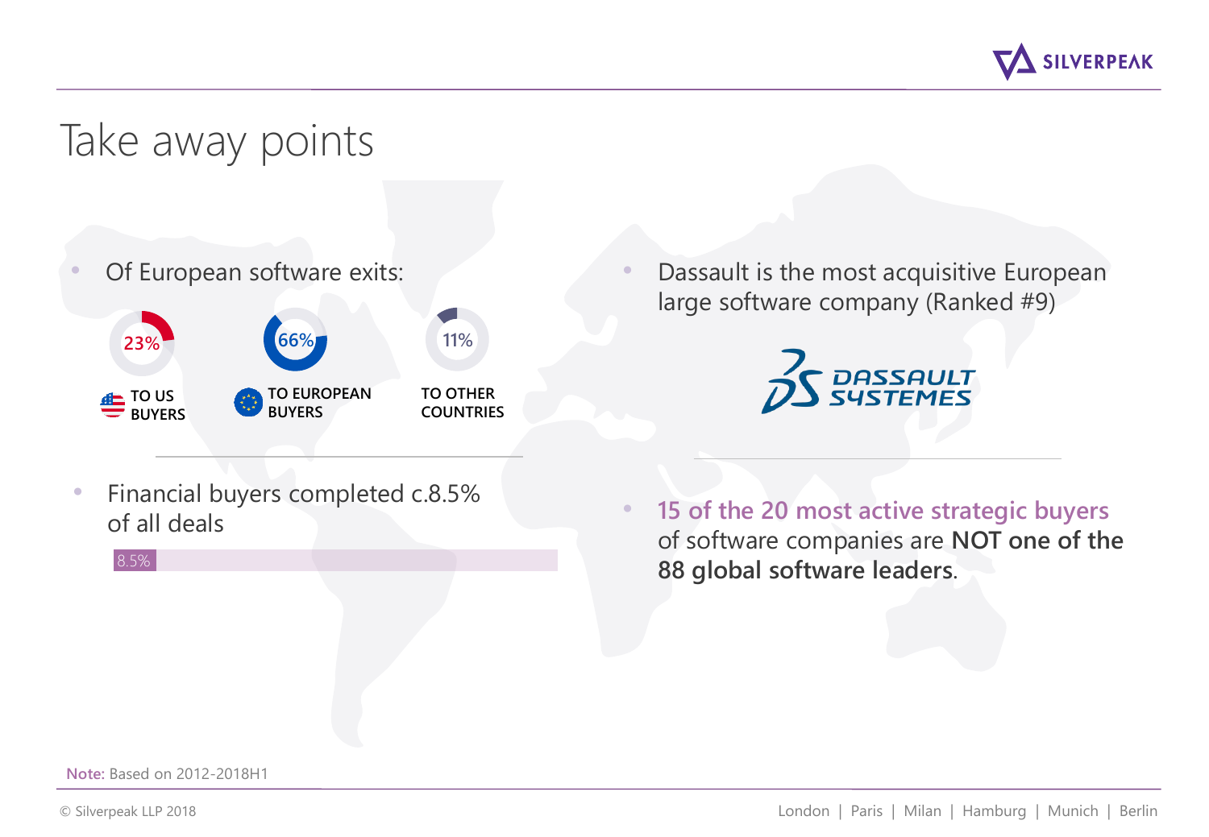# Take away points

- Of European software exits:

  - 23% TO US BUYERS
  - 66% TO EUROPEAN BUYERS
  - 11% TO OTHER COUNTRIES

- Financial buyers completed c.8.5% of all deals

  8.5%

- Dassault is the most acquisitive European large software company (Ranked #9)

  DASSAULT SYSTEMES

- 15 of the 20 most active strategic buyers of software companies are **NOT one of the 88 global software leaders**.

**Note:** Based on 2012-2018H1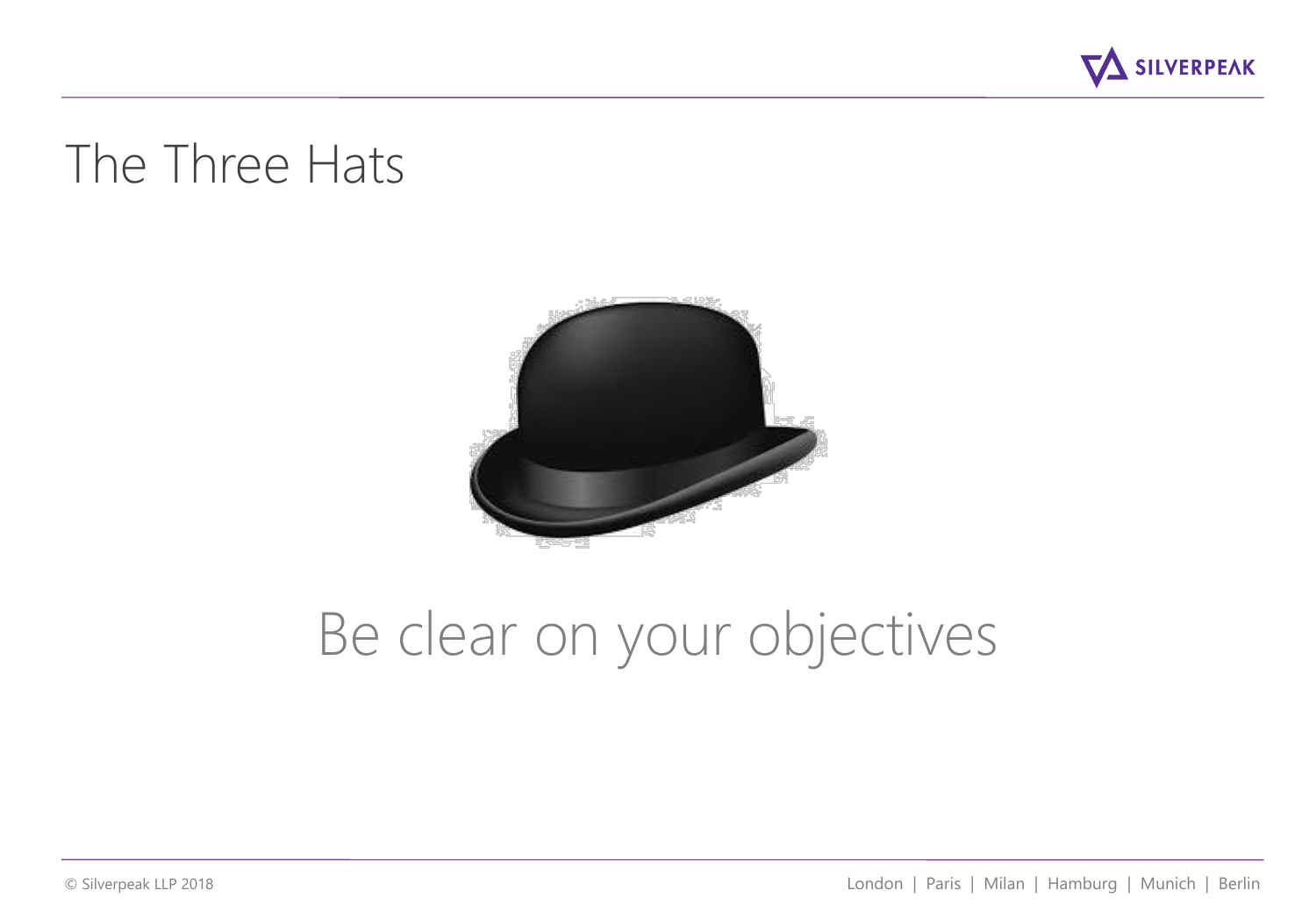# The Three Hats

Be clear on your objectives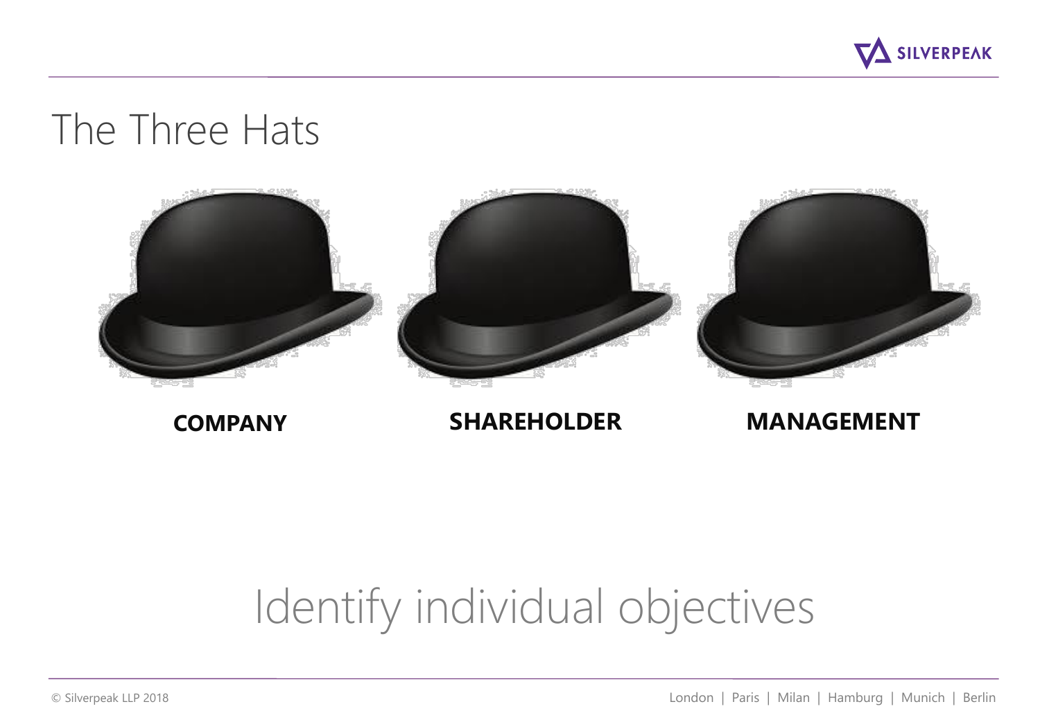# The Three Hats

**COMPANY** | **SHAREHOLDER** | **MANAGEMENT**

## Identify individual objectives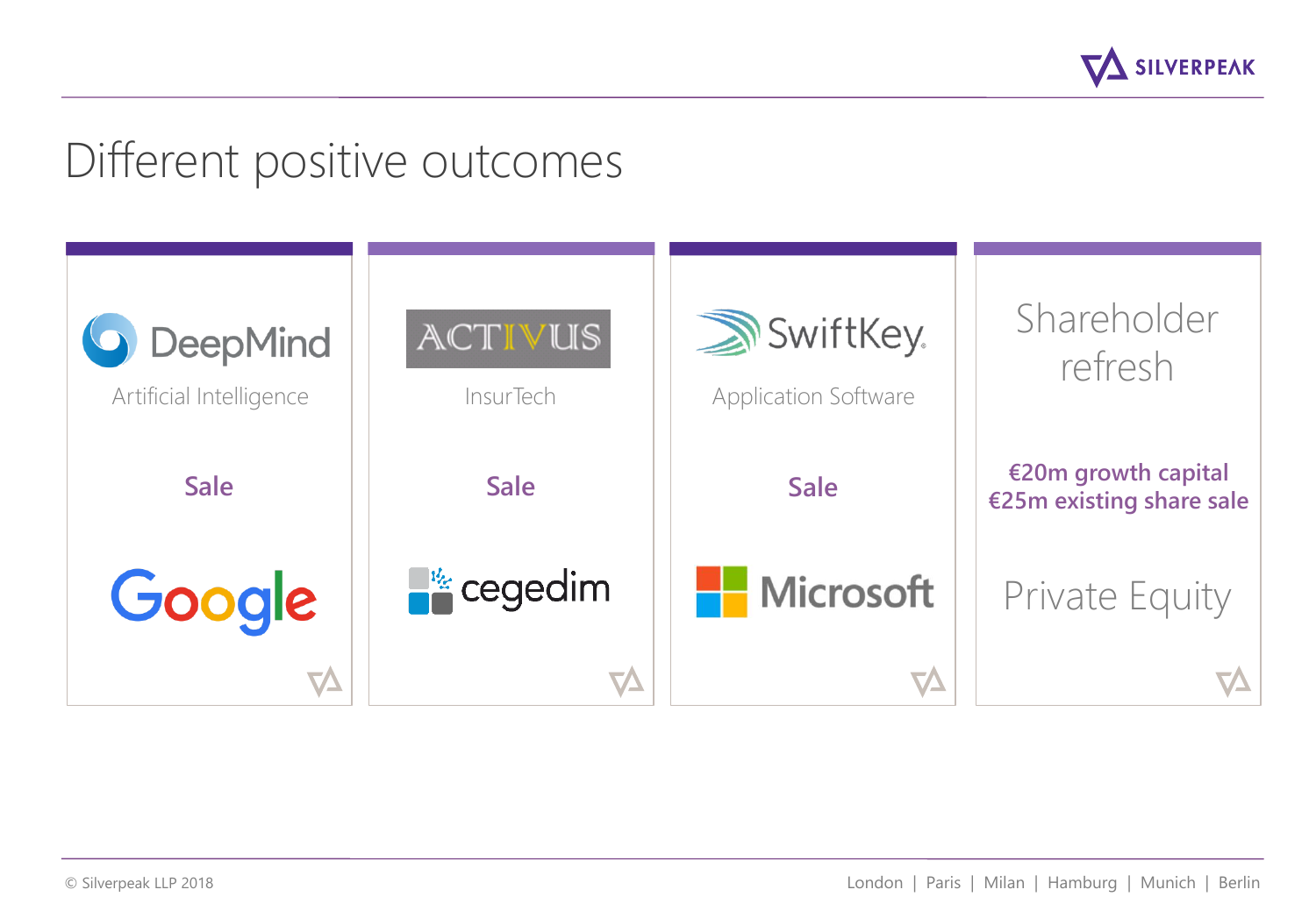# Different positive outcomes

| DeepMind | ACTIVUS | SwiftKey | Shareholder refresh |
| --- | --- | --- | --- |
| Artificial Intelligence | InsurTech | Application Software | |
| **Sale** | **Sale** | **Sale** | **€20m growth capital**<br>**€25m existing share sale** |
| Google | cegedim | Microsoft | Private Equity |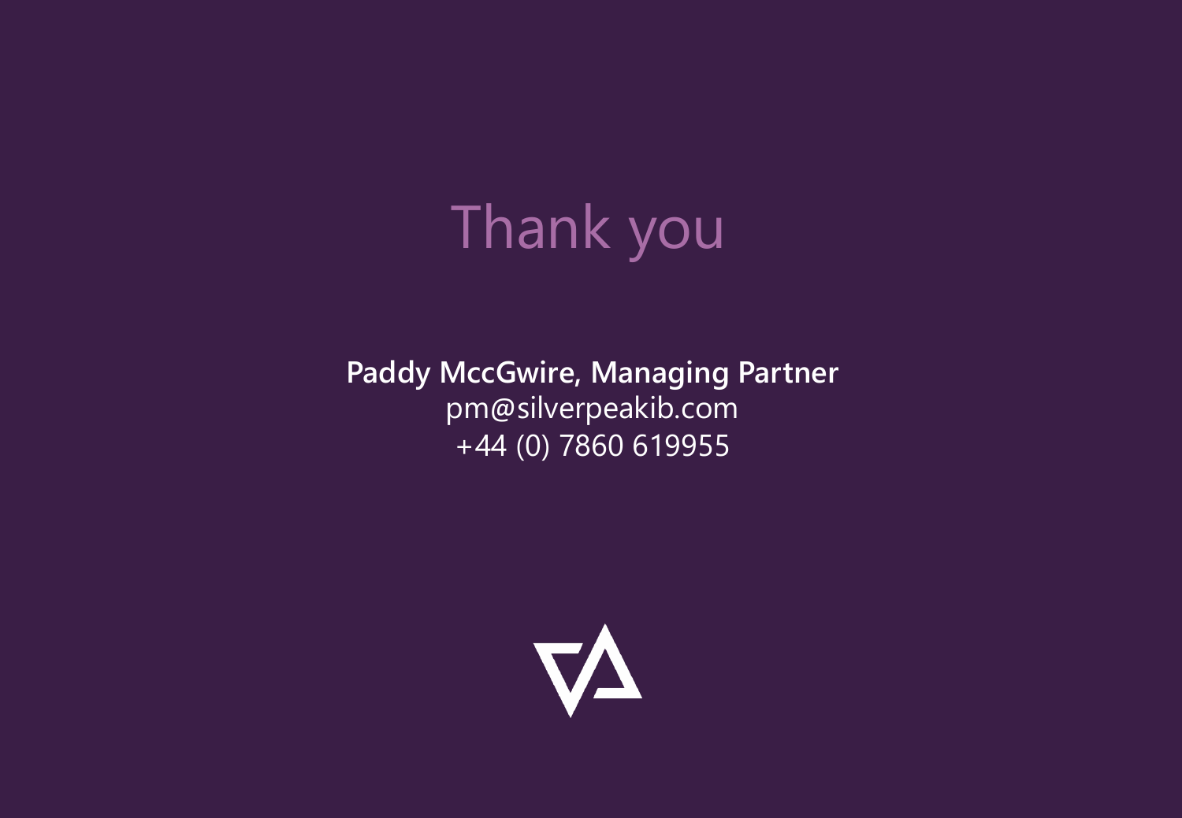# Thank you

**Paddy MccGwire, Managing Partner**
pm@silverpeakib.com
+44 (0) 7860 619955